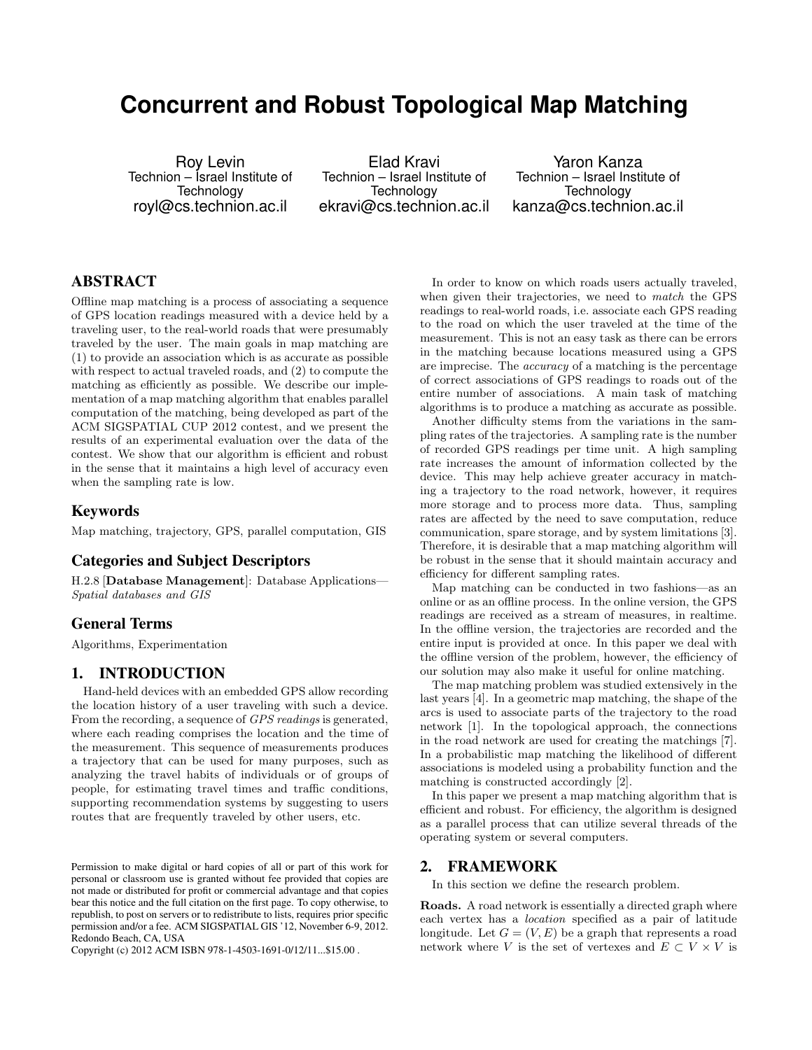# Concurrent and Robust Topological Map Matching

Roy Levin
Technion – Israel Institute of Technology
royl@cs.technion.ac.il

Elad Kravi
Technion – Israel Institute of Technology
ekravi@cs.technion.ac.il

Yaron Kanza
Technion – Israel Institute of Technology
kanza@cs.technion.ac.il

## ABSTRACT

Offline map matching is a process of associating a sequence of GPS location readings measured with a device held by a traveling user, to the real-world roads that were presumably traveled by the user. The main goals in map matching are (1) to provide an association which is as accurate as possible with respect to actual traveled roads, and (2) to compute the matching as efficiently as possible. We describe our implementation of a map matching algorithm that enables parallel computation of the matching, being developed as part of the ACM SIGSPATIAL CUP 2012 contest, and we present the results of an experimental evaluation over the data of the contest. We show that our algorithm is efficient and robust in the sense that it maintains a high level of accuracy even when the sampling rate is low.

## Keywords

Map matching, trajectory, GPS, parallel computation, GIS

## Categories and Subject Descriptors

H.2.8 [**Database Management**]: Database Applications—*Spatial databases and GIS*

## General Terms

Algorithms, Experimentation

## 1. INTRODUCTION

Hand-held devices with an embedded GPS allow recording the location history of a user traveling with such a device. From the recording, a sequence of *GPS readings* is generated, where each reading comprises the location and the time of the measurement. This sequence of measurements produces a trajectory that can be used for many purposes, such as analyzing the travel habits of individuals or of groups of people, for estimating travel times and traffic conditions, supporting recommendation systems by suggesting to users routes that are frequently traveled by other users, etc.

Permission to make digital or hard copies of all or part of this work for personal or classroom use is granted without fee provided that copies are not made or distributed for profit or commercial advantage and that copies bear this notice and the full citation on the first page. To copy otherwise, to republish, to post on servers or to redistribute to lists, requires prior specific permission and/or a fee. ACM SIGSPATIAL GIS '12, November 6-9, 2012. Redondo Beach, CA, USA
Copyright (c) 2012 ACM ISBN 978-1-4503-1691-0/12/11...$15.00 .

In order to know on which roads users actually traveled, when given their trajectories, we need to *match* the GPS readings to real-world roads, i.e. associate each GPS reading to the road on which the user traveled at the time of the measurement. This is not an easy task as there can be errors in the matching because locations measured using a GPS are imprecise. The *accuracy* of a matching is the percentage of correct associations of GPS readings to roads out of the entire number of associations. A main task of matching algorithms is to produce a matching as accurate as possible.

Another difficulty stems from the variations in the sampling rates of the trajectories. A sampling rate is the number of recorded GPS readings per time unit. A high sampling rate increases the amount of information collected by the device. This may help achieve greater accuracy in matching a trajectory to the road network, however, it requires more storage and to process more data. Thus, sampling rates are affected by the need to save computation, reduce communication, spare storage, and by system limitations [3]. Therefore, it is desirable that a map matching algorithm will be robust in the sense that it should maintain accuracy and efficiency for different sampling rates.

Map matching can be conducted in two fashions—as an online or as an offline process. In the online version, the GPS readings are received as a stream of measures, in realtime. In the offline version, the trajectories are recorded and the entire input is provided at once. In this paper we deal with the offline version of the problem, however, the efficiency of our solution may also make it useful for online matching.

The map matching problem was studied extensively in the last years [4]. In a geometric map matching, the shape of the arcs is used to associate parts of the trajectory to the road network [1]. In the topological approach, the connections in the road network are used for creating the matchings [7]. In a probabilistic map matching the likelihood of different associations is modeled using a probability function and the matching is constructed accordingly [2].

In this paper we present a map matching algorithm that is efficient and robust. For efficiency, the algorithm is designed as a parallel process that can utilize several threads of the operating system or several computers.

## 2. FRAMEWORK

In this section we define the research problem.

**Roads.** A road network is essentially a directed graph where each vertex has a *location* specified as a pair of latitude longitude. Let $G = (V, E)$ be a graph that represents a road network where $V$ is the set of vertexes and $E \subset V \times V$ is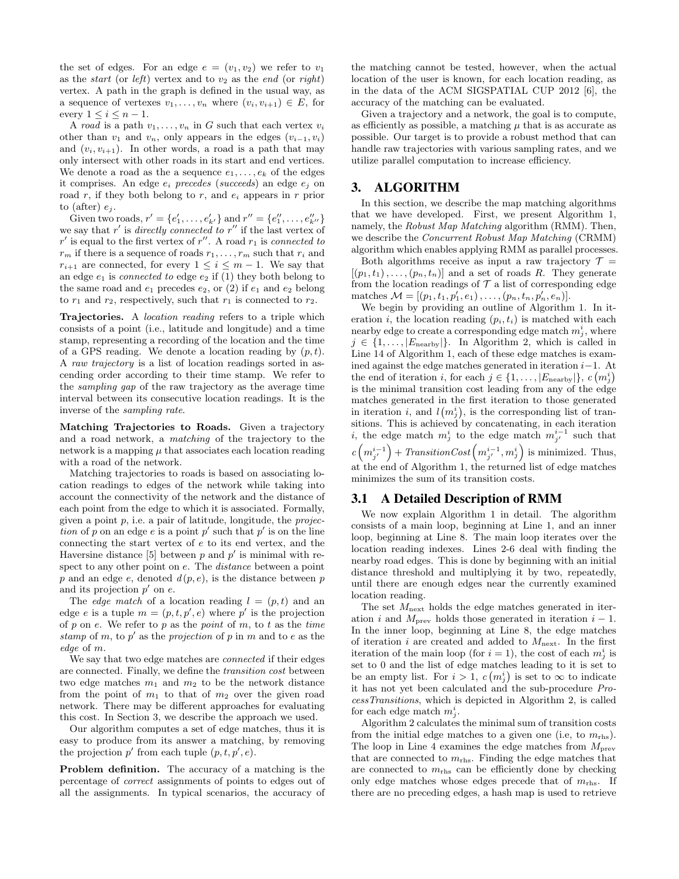the set of edges. For an edge $e = (v_1, v_2)$ we refer to $v_1$ as the *start* (or *left*) vertex and to $v_2$ as the *end* (or *right*) vertex. A path in the graph is defined in the usual way, as a sequence of vertexes $v_1, \dots, v_n$ where $(v_i, v_{i+1}) \in E$, for every $1 \leq i \leq n-1$.

A *road* is a path $v_1, \dots, v_n$ in $G$ such that each vertex $v_i$ other than $v_1$ and $v_n$, only appears in the edges $(v_{i-1}, v_i)$ and $(v_i, v_{i+1})$. In other words, a road is a path that may only intersect with other roads in its start and end vertices. We denote a road as the a sequence $e_1, \dots, e_k$ of the edges it comprises. An edge $e_i$ *precedes* (*succeeds*) an edge $e_j$ on road $r$, if they both belong to $r$, and $e_i$ appears in $r$ prior to (after) $e_j$.

Given two roads, $r' = \{e'_1, \dots, e'_{k'}\}$ and $r'' = \{e''_1, \dots, e''_{k''}\}$ we say that $r'$ is *directly connected to* $r''$ if the last vertex of $r'$ is equal to the first vertex of $r''$. A road $r_1$ is *connected to* $r_m$ if there is a sequence of roads $r_1, \dots, r_m$ such that $r_i$ and $r_{i+1}$ are connected, for every $1 \leq i \leq m-1$. We say that an edge $e_1$ is *connected to* edge $e_2$ if (1) they both belong to the same road and $e_1$ precedes $e_2$, or (2) if $e_1$ and $e_2$ belong to $r_1$ and $r_2$, respectively, such that $r_1$ is connected to $r_2$.

**Trajectories.** A *location reading* refers to a triple which consists of a point (i.e., latitude and longitude) and a time stamp, representing a recording of the location and the time of a GPS reading. We denote a location reading by $(p, t)$. A *raw trajectory* is a list of location readings sorted in ascending order according to their time stamp. We refer to the *sampling gap* of the raw trajectory as the average time interval between its consecutive location readings. It is the inverse of the *sampling rate*.

**Matching Trajectories to Roads.** Given a trajectory and a road network, a *matching* of the trajectory to the network is a mapping $\mu$ that associates each location reading with a road of the network.

Matching trajectories to roads is based on associating location readings to edges of the network while taking into account the connectivity of the network and the distance of each point from the edge to which it is associated. Formally, given a point $p$, i.e. a pair of latitude, longitude, the *projection* of $p$ on an edge $e$ is a point $p'$ such that $p'$ is on the line connecting the start vertex of $e$ to its end vertex, and the Haversine distance [5] between $p$ and $p'$ is minimal with respect to any other point on $e$. The *distance* between a point $p$ and an edge $e$, denoted $d(p, e)$, is the distance between $p$ and its projection $p'$ on $e$.

The *edge match* of a location reading $l = (p, t)$ and an edge $e$ is a tuple $m = (p, t, p', e)$ where $p'$ is the projection of $p$ on $e$. We refer to $p$ as the *point* of $m$, to $t$ as the *time stamp* of $m$, to $p'$ as the *projection* of $p$ in $m$ and to $e$ as the *edge* of $m$.

We say that two edge matches are *connected* if their edges are connected. Finally, we define the *transition cost* between two edge matches $m_1$ and $m_2$ to be the network distance from the point of $m_1$ to that of $m_2$ over the given road network. There may be different approaches for evaluating this cost. In Section 3, we describe the approach we used.

Our algorithm computes a set of edge matches, thus it is easy to produce from its answer a matching, by removing the projection $p'$ from each tuple $(p, t, p', e)$.

**Problem definition.** The accuracy of a matching is the percentage of *correct* assignments of points to edges out of all the assignments. In typical scenarios, the accuracy of the matching cannot be tested, however, when the actual location of the user is known, for each location reading, as in the data of the ACM SIGSPATIAL CUP 2012 [6], the accuracy of the matching can be evaluated.

Given a trajectory and a network, the goal is to compute, as efficiently as possible, a matching $\mu$ that is as accurate as possible. Our target is to provide a robust method that can handle raw trajectories with various sampling rates, and we utilize parallel computation to increase efficiency.

## 3. ALGORITHM

In this section, we describe the map matching algorithms that we have developed. First, we present Algorithm 1, namely, the *Robust Map Matching* algorithm (RMM). Then, we describe the *Concurrent Robust Map Matching* (CRMM) algorithm which enables applying RMM as parallel processes.

Both algorithms receive as input a raw trajectory $\mathcal{T} = [(p_1, t_1), \dots, (p_n, t_n)]$ and a set of roads $R$. They generate from the location readings of $\mathcal{T}$ a list of corresponding edge matches $\mathcal{M} = [(p_1, t_1, p'_1, e_1), \dots, (p_n, t_n, p'_n, e_n)]$.

We begin by providing an outline of Algorithm 1. In iteration $i$, the location reading $(p_i, t_i)$ is matched with each nearby edge to create a corresponding edge match $m^i_j$, where $j \in \{1, \dots, |E_{\text{nearby}}|\}$. In Algorithm 2, which is called in Line 14 of Algorithm 1, each of these edge matches is examined against the edge matches generated in iteration $i-1$. At the end of iteration $i$, for each $j \in \{1, \dots, |E_{\text{nearby}}|\}$, $c\left(m^i_j\right)$ is the minimal transition cost leading from any of the edge matches generated in the first iteration to those generated in iteration $i$, and $l\left(m^i_j\right)$, is the corresponding list of transitions. This is achieved by concatenating, in each iteration $i$, the edge match $m^i_j$ to the edge match $m^{i-1}_{j'}$ such that $c\left(m^{i-1}_{j'}\right) + \mathit{TransitionCost}\left(m^{i-1}_{j'}, m^i_j\right)$ is minimized. Thus, at the end of Algorithm 1, the returned list of edge matches minimizes the sum of its transition costs.

### 3.1 A Detailed Description of RMM

We now explain Algorithm 1 in detail. The algorithm consists of a main loop, beginning at Line 1, and an inner loop, beginning at Line 8. The main loop iterates over the location reading indexes. Lines 2-6 deal with finding the nearby road edges. This is done by beginning with an initial distance threshold and multiplying it by two, repeatedly, until there are enough edges near the currently examined location reading.

The set $M_{\text{next}}$ holds the edge matches generated in iteration $i$ and $M_{\text{prev}}$ holds those generated in iteration $i-1$. In the inner loop, beginning at Line 8, the edge matches of iteration $i$ are created and added to $M_{\text{next}}$. In the first iteration of the main loop (for $i = 1$), the cost of each $m^i_j$ is set to 0 and the list of edge matches leading to it is set to be an empty list. For $i > 1$, $c\left(m^i_j\right)$ is set to $\infty$ to indicate it has not yet been calculated and the sub-procedure *ProcessTransitions*, which is depicted in Algorithm 2, is called for each edge match $m^i_j$.

Algorithm 2 calculates the minimal sum of transition costs from the initial edge matches to a given one (i.e, to $m_{\text{rhs}}$). The loop in Line 4 examines the edge matches from $M_{\text{prev}}$ that are connected to $m_{\text{rhs}}$. Finding the edge matches that are connected to $m_{\text{rhs}}$ can be efficiently done by checking only edge matches whose edges precede that of $m_{\text{rhs}}$. If there are no preceding edges, a hash map is used to retrieve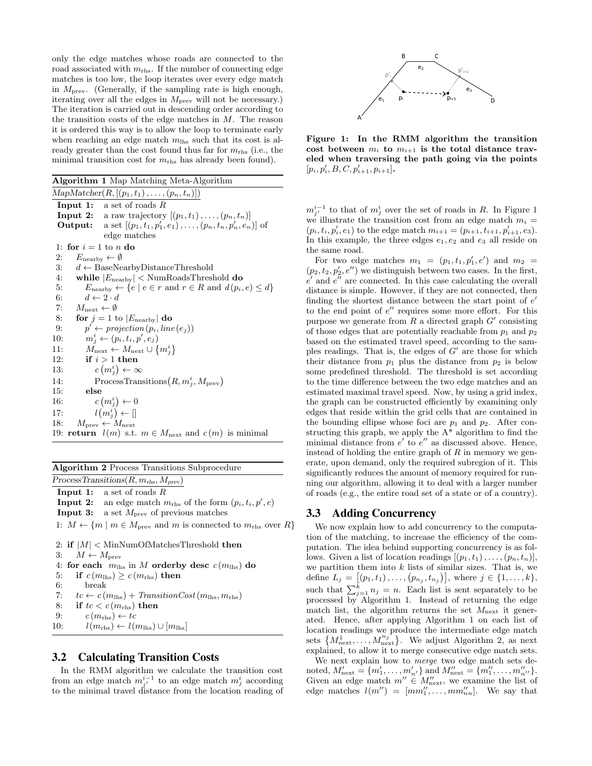only the edge matches whose roads are connected to the road associated with $m_{\text{rhs}}$. If the number of connecting edge matches is too low, the loop iterates over every edge match in $M_{\text{prev}}$. (Generally, if the sampling rate is high enough, iterating over all the edges in $M_{\text{prev}}$ will not be necessary.) The iteration is carried out in descending order according to the transition costs of the edge matches in $M$. The reason it is ordered this way is to allow the loop to terminate early when reaching an edge match $m_{\text{lhs}}$ such that its cost is already greater than the cost found thus far for $m_{\text{rhs}}$ (i.e., the minimal transition cost for $m_{\text{rhs}}$ has already been found).

**Algorithm 1** Map Matching Meta-Algorithm

*MapMatcher*$(R, [(p_1, t_1), \ldots, (p_n, t_n)])$

**Input 1:** a set of roads $R$
**Input 2:** a raw trajectory $[(p_1, t_1), \ldots, (p_n, t_n)]$
**Output:** a set $[(p_1, t_1, p'_1, e_1), \ldots, (p_n, t_n, p'_n, e_n)]$ of edge matches

```
1: for i = 1 to n do
2:   E_nearby ← ∅
3:   d ← BaseNearbyDistanceThreshold
4:   while |E_nearby| < NumRoadsThreshold do
5:     E_nearby ← {e | e ∈ r and r ∈ R and d(p_i, e) ≤ d}
6:     d ← 2 · d
7:   M_next ← ∅
8:   for j = 1 to |E_nearby| do
9:     p' ← projection(p_i, line(e_j))
10:    m^i_j ← (p_i, t_i, p', e_j)
11:    M_next ← M_next ∪ {m^i_j}
12:    if i > 1 then
13:      c(m^i_j) ← ∞
14:      ProcessTransitions(R, m^i_j, M_prev)
15:    else
16:      c(m^i_j) ← 0
17:      l(m^i_j) ← []
18:  M_prev ← M_next
19: return l(m) s.t. m ∈ M_next and c(m) is minimal
```

**Algorithm 2** Process Transitions Subprocedure

*ProcessTransitions*$(R, m_{\text{rhs}}, M_{\text{prev}})$

**Input 1:** a set of roads $R$
**Input 2:** an edge match $m_{\text{rhs}}$ of the form $(p_i, t_i, p', e)$
**Input 3:** a set $M_{\text{prev}}$ of previous matches

```
1: M ← {m | m ∈ M_prev and m is connected to m_rhs over R}
2: if |M| < MinNumOfMatchesThreshold then
3:   M ← M_prev
4: for each m_lhs in M orderby desc c(m_lhs) do
5:   if c(m_lhs) ≥ c(m_rhs) then
6:     break
7:   tc ← c(m_lhs) + TransitionCost(m_lhs, m_rhs)
8:   if tc < c(m_rhs) then
9:     c(m_rhs) ← tc
10:    l(m_rhs) ← l(m_lhs) ∪ [m_lhs]
```

## 3.2 Calculating Transition Costs

In the RMM algorithm we calculate the transition cost from an edge match $m^{i-1}_{j'}$ to an edge match $m^i_j$ according to the minimal travel distance from the location reading of $m^{i-1}_{j'}$ to that of $m^i_j$ over the set of roads in $R$. In Figure 1 we illustrate the transition cost from an edge match $m_i = (p_i, t_i, p'_i, e_1)$ to the edge match $m_{i+1} = (p_{i+1}, t_{i+1}, p'_{i+1}, e_3)$. In this example, the three edges $e_1, e_2$ and $e_3$ all reside on the same road.

**Figure 1: In the RMM algorithm the transition cost between $m_i$ to $m_{i+1}$ is the total distance traveled when traversing the path going via the points $[p_i, p'_i, B, C, p'_{i+1}, p_{i+1}]$.**

For two edge matches $m_1 = (p_1, t_1, p'_1, e')$ and $m_2 = (p_2, t_2, p'_2, e'')$ we distinguish between two cases. In the first, $e'$ and $e''$ are connected. In this case calculating the overall distance is simple. However, if they are not connected, then finding the shortest distance between the start point of $e'$ to the end point of $e''$ requires some more effort. For this purpose we generate from $R$ a directed graph $G'$ consisting of those edges that are potentially reachable from $p_1$ and $p_2$ based on the estimated travel speed, according to the samples readings. That is, the edges of $G'$ are those for which their distance from $p_1$ plus the distance from $p_2$ is below some predefined threshold. The threshold is set according to the time difference between the two edge matches and an estimated maximal travel speed. Now, by using a grid index, the graph can be constructed efficiently by examining only edges that reside within the grid cells that are contained in the bounding ellipse whose foci are $p_1$ and $p_2$. After constructing this graph, we apply the A* algorithm to find the minimal distance from $e'$ to $e''$ as discussed above. Hence, instead of holding the entire graph of $R$ in memory we generate, upon demand, only the required subregion of it. This significantly reduces the amount of memory required for running our algorithm, allowing it to deal with a larger number of roads (e.g., the entire road set of a state or of a country).

## 3.3 Adding Concurrency

We now explain how to add concurrency to the computation of the matching, to increase the efficiency of the computation. The idea behind supporting concurrency is as follows. Given a list of location readings $[(p_1, t_1), \ldots, (p_n, t_n)]$, we partition them into $k$ lists of similar sizes. That is, we define $L_j = [(p_1, t_1), \ldots, (p_{n_j}, t_{n_j})]$, where $j \in \{1, \ldots, k\}$, such that $\sum_{j=1}^{k} n_j = n$. Each list is sent separately to be processed by Algorithm 1. Instead of returning the edge match list, the algorithm returns the set $M_{\text{next}}$ it generated. Hence, after applying Algorithm 1 on each list of location readings we produce the intermediate edge match sets $\{M^1_{\text{next}}, \ldots, M^{n_j}_{\text{next}}\}$. We adjust Algorithm 2, as next explained, to allow it to merge consecutive edge match sets.

We next explain how to *merge* two edge match sets denoted, $M'_{\text{next}} = \{m'_1, \ldots, m'_{n'}\}$ and $M''_{\text{next}} = \{m''_1, \ldots, m''_{n''}\}$. Given an edge match $m'' \in M''_{\text{next}}$, we examine the list of edge matches $l(m'') = [mm''_1, \ldots, mm''_{nn}]$. We say that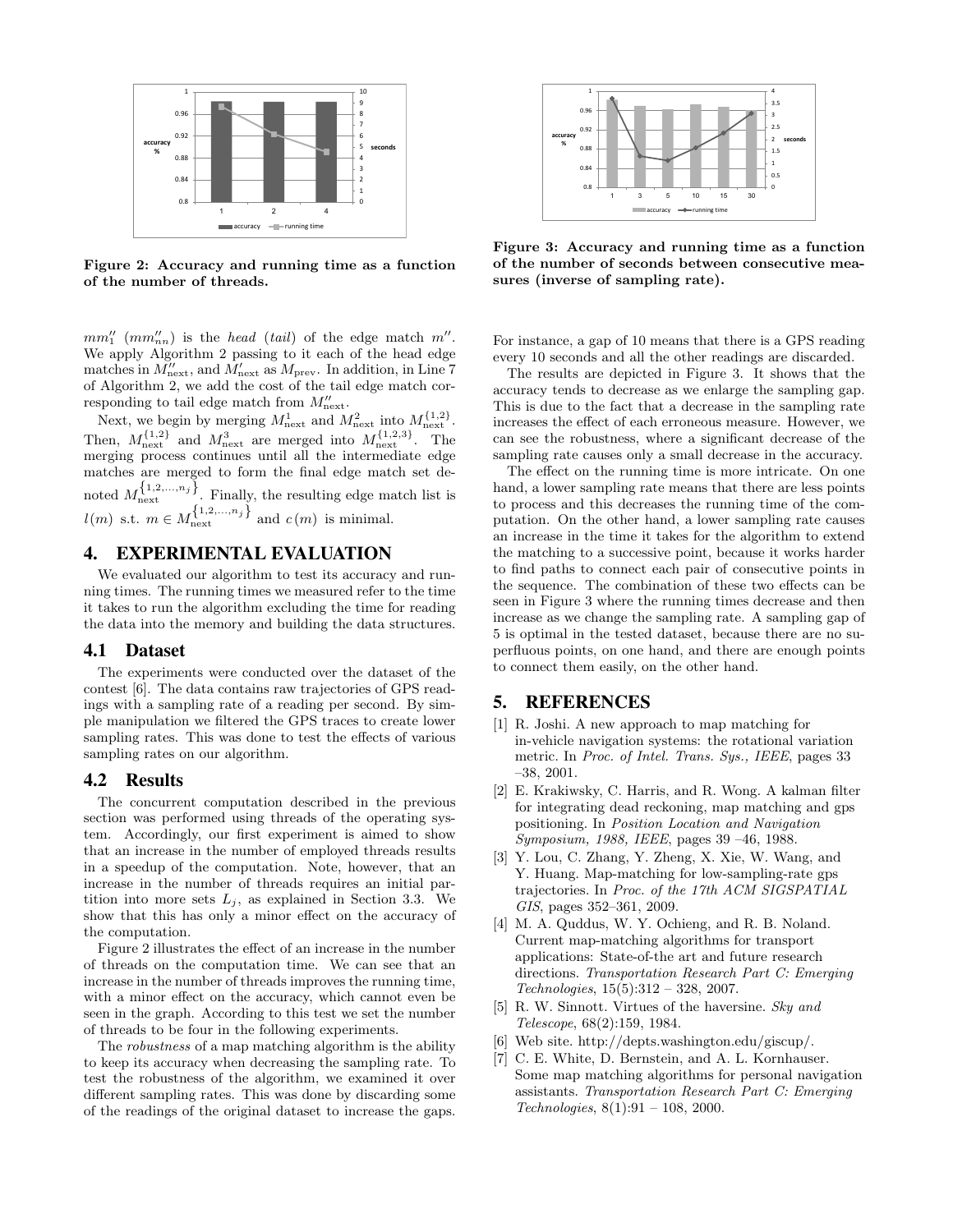1
0.96
0.92
0.88
0.84
0.8

accuracy %

10
9
8
7
6
5
4
3
2
1
0

seconds

1 2 4

accuracy running time

**Figure 2: Accuracy and running time as a function of the number of threads.**

1
0.96
0.92
0.88
0.84
0.8

accuracy %

4
3.5
3
2.5
2
1.5
1
0.5
0

seconds

1 3 5 10 15 30

accuracy running time

**Figure 3: Accuracy and running time as a function of the number of seconds between consecutive measures (inverse of sampling rate).**

$mm_1''$ ($mm_{nn}''$) is the *head* (*tail*) of the edge match $m''$. We apply Algorithm 2 passing to it each of the head edge matches in $M''_{\text{next}}$, and $M'_{\text{next}}$ as $M_{\text{prev}}$. In addition, in Line 7 of Algorithm 2, we add the cost of the tail edge match corresponding to tail edge match from $M''_{\text{next}}$.

Next, we begin by merging $M^1_{\text{next}}$ and $M^2_{\text{next}}$ into $M^{\{1,2\}}_{\text{next}}$. Then, $M^{\{1,2\}}_{\text{next}}$ and $M^3_{\text{next}}$ are merged into $M^{\{1,2,3\}}_{\text{next}}$. The merging process continues until all the intermediate edge matches are merged to form the final edge match set denoted $M^{\{1,2,\ldots,n_j\}}_{\text{next}}$. Finally, the resulting edge match list is $l(m)$ s.t. $m \in M^{\{1,2,\ldots,n_j\}}_{\text{next}}$ and $c(m)$ is minimal.

# 4. EXPERIMENTAL EVALUATION

We evaluated our algorithm to test its accuracy and running times. The running times we measured refer to the time it takes to run the algorithm excluding the time for reading the data into the memory and building the data structures.

## 4.1 Dataset

The experiments were conducted over the dataset of the contest [6]. The data contains raw trajectories of GPS readings with a sampling rate of a reading per second. By simple manipulation we filtered the GPS traces to create lower sampling rates. This was done to test the effects of various sampling rates on our algorithm.

## 4.2 Results

The concurrent computation described in the previous section was performed using threads of the operating system. Accordingly, our first experiment is aimed to show that an increase in the number of employed threads results in a speedup of the computation. Note, however, that an increase in the number of threads requires an initial partition into more sets $L_j$, as explained in Section 3.3. We show that this has only a minor effect on the accuracy of the computation.

Figure 2 illustrates the effect of an increase in the number of threads on the computation time. We can see that an increase in the number of threads improves the running time, with a minor effect on the accuracy, which cannot even be seen in the graph. According to this test we set the number of threads to be four in the following experiments.

The *robustness* of a map matching algorithm is the ability to keep its accuracy when decreasing the sampling rate. To test the robustness of the algorithm, we examined it over different sampling rates. This was done by discarding some of the readings of the original dataset to increase the gaps. For instance, a gap of 10 means that there is a GPS reading every 10 seconds and all the other readings are discarded.

The results are depicted in Figure 3. It shows that the accuracy tends to decrease as we enlarge the sampling gap. This is due to the fact that a decrease in the sampling rate increases the effect of each erroneous measure. However, we can see the robustness, where a significant decrease of the sampling rate causes only a small decrease in the accuracy.

The effect on the running time is more intricate. On one hand, a lower sampling rate means that there are less points to process and this decreases the running time of the computation. On the other hand, a lower sampling rate causes an increase in the time it takes for the algorithm to extend the matching to a successive point, because it works harder to find paths to connect each pair of consecutive points in the sequence. The combination of these two effects can be seen in Figure 3 where the running times decrease and then increase as we change the sampling rate. A sampling gap of 5 is optimal in the tested dataset, because there are no superfluous points, on one hand, and there are enough points to connect them easily, on the other hand.

# 5. REFERENCES

[1] R. Joshi. A new approach to map matching for in-vehicle navigation systems: the rotational variation metric. In *Proc. of Intel. Trans. Sys., IEEE*, pages 33 –38, 2001.

[2] E. Krakiwsky, C. Harris, and R. Wong. A kalman filter for integrating dead reckoning, map matching and gps positioning. In *Position Location and Navigation Symposium, 1988, IEEE*, pages 39 –46, 1988.

[3] Y. Lou, C. Zhang, Y. Zheng, X. Xie, W. Wang, and Y. Huang. Map-matching for low-sampling-rate gps trajectories. In *Proc. of the 17th ACM SIGSPATIAL GIS*, pages 352–361, 2009.

[4] M. A. Quddus, W. Y. Ochieng, and R. B. Noland. Current map-matching algorithms for transport applications: State-of-the art and future research directions. *Transportation Research Part C: Emerging Technologies*, 15(5):312 – 328, 2007.

[5] R. W. Sinnott. Virtues of the haversine. *Sky and Telescope*, 68(2):159, 1984.

[6] Web site. http://depts.washington.edu/giscup/.

[7] C. E. White, D. Bernstein, and A. L. Kornhauser. Some map matching algorithms for personal navigation assistants. *Transportation Research Part C: Emerging Technologies*, 8(1):91 – 108, 2000.